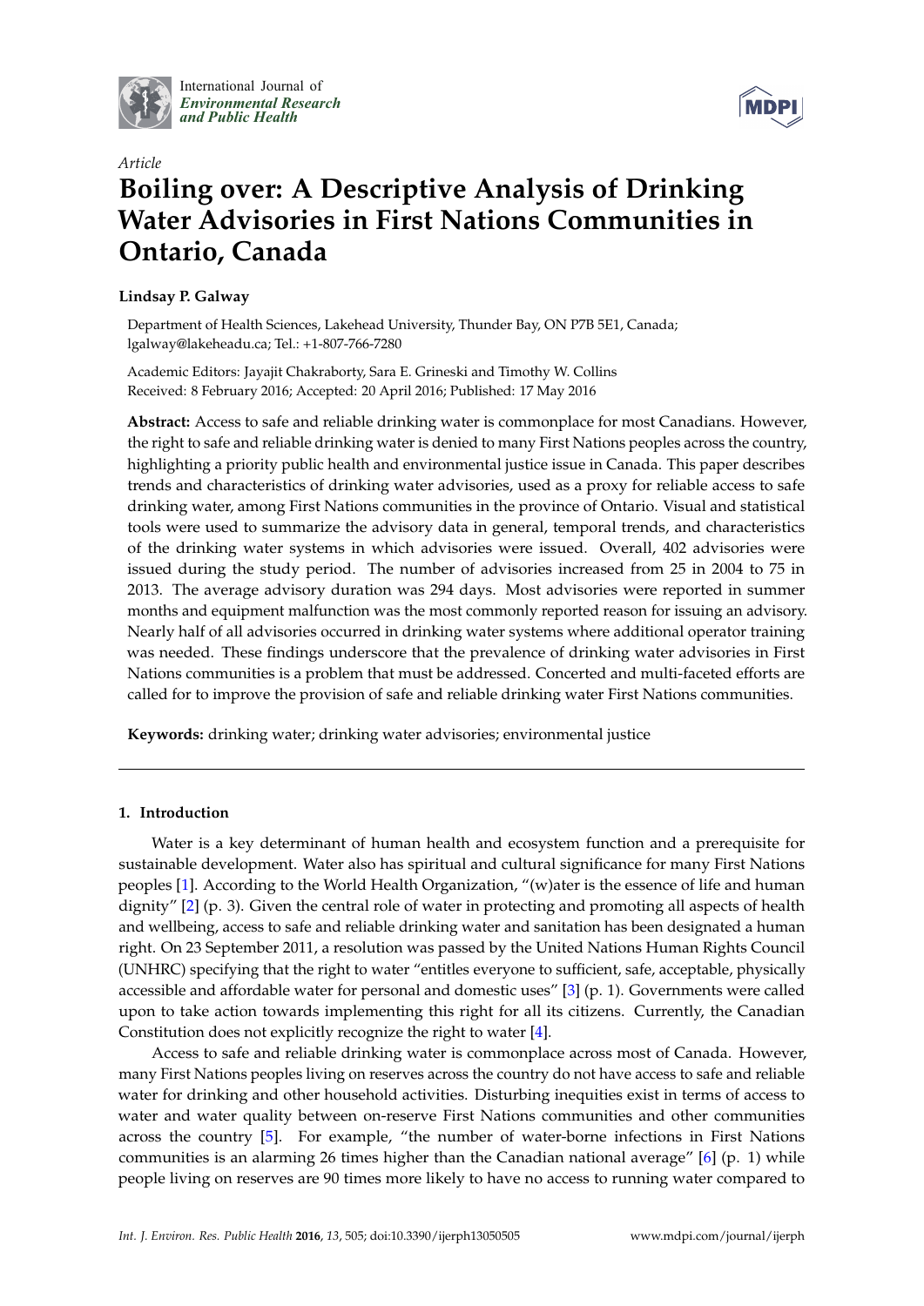*Article*

# Boiling over: A Descriptive Analysis of Drinking Water Advisories in First Nations Communities in Ontario, Canada

**Lindsay P. Galway**

Department of Health Sciences, Lakehead University, Thunder Bay, ON P7B 5E1, Canada; lgalway@lakeheadu.ca; Tel.: +1-807-766-7280

Academic Editors: Jayajit Chakraborty, Sara E. Grineski and Timothy W. Collins
Received: 8 February 2016; Accepted: 20 April 2016; Published: 17 May 2016

**Abstract:** Access to safe and reliable drinking water is commonplace for most Canadians. However, the right to safe and reliable drinking water is denied to many First Nations peoples across the country, highlighting a priority public health and environmental justice issue in Canada. This paper describes trends and characteristics of drinking water advisories, used as a proxy for reliable access to safe drinking water, among First Nations communities in the province of Ontario. Visual and statistical tools were used to summarize the advisory data in general, temporal trends, and characteristics of the drinking water systems in which advisories were issued. Overall, 402 advisories were issued during the study period. The number of advisories increased from 25 in 2004 to 75 in 2013. The average advisory duration was 294 days. Most advisories were reported in summer months and equipment malfunction was the most commonly reported reason for issuing an advisory. Nearly half of all advisories occurred in drinking water systems where additional operator training was needed. These findings underscore that the prevalence of drinking water advisories in First Nations communities is a problem that must be addressed. Concerted and multi-faceted efforts are called for to improve the provision of safe and reliable drinking water First Nations communities.

**Keywords:** drinking water; drinking water advisories; environmental justice

## 1. Introduction

Water is a key determinant of human health and ecosystem function and a prerequisite for sustainable development. Water also has spiritual and cultural significance for many First Nations peoples [1]. According to the World Health Organization, "(w)ater is the essence of life and human dignity" [2] (p. 3). Given the central role of water in protecting and promoting all aspects of health and wellbeing, access to safe and reliable drinking water and sanitation has been designated a human right. On 23 September 2011, a resolution was passed by the United Nations Human Rights Council (UNHRC) specifying that the right to water "entitles everyone to sufficient, safe, acceptable, physically accessible and affordable water for personal and domestic uses" [3] (p. 1). Governments were called upon to take action towards implementing this right for all its citizens. Currently, the Canadian Constitution does not explicitly recognize the right to water [4].

Access to safe and reliable drinking water is commonplace across most of Canada. However, many First Nations peoples living on reserves across the country do not have access to safe and reliable water for drinking and other household activities. Disturbing inequities exist in terms of access to water and water quality between on-reserve First Nations communities and other communities across the country [5]. For example, "the number of water-borne infections in First Nations communities is an alarming 26 times higher than the Canadian national average" [6] (p. 1) while people living on reserves are 90 times more likely to have no access to running water compared to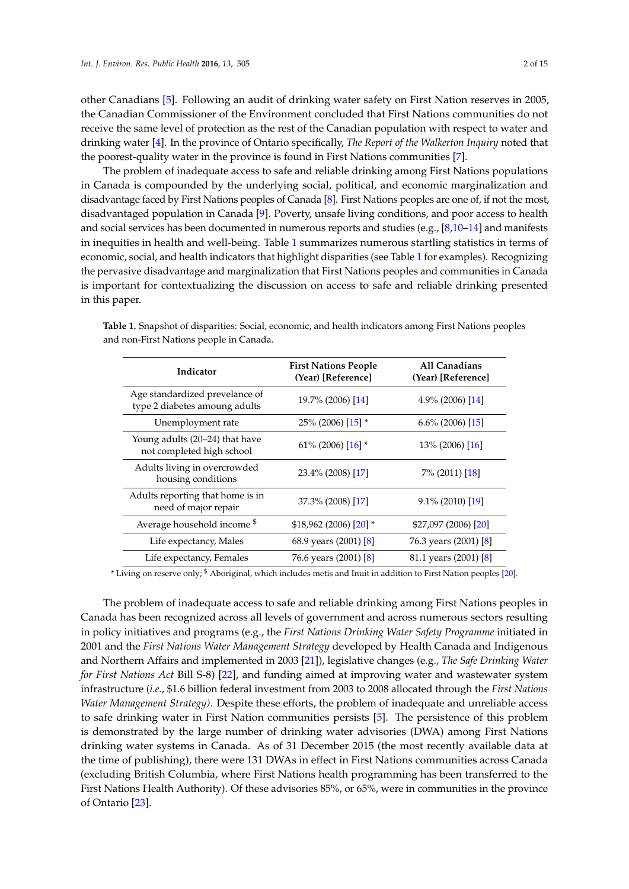other Canadians [5]. Following an audit of drinking water safety on First Nation reserves in 2005, the Canadian Commissioner of the Environment concluded that First Nations communities do not receive the same level of protection as the rest of the Canadian population with respect to water and drinking water [4]. In the province of Ontario specifically, *The Report of the Walkerton Inquiry* noted that the poorest-quality water in the province is found in First Nations communities [7].

The problem of inadequate access to safe and reliable drinking among First Nations populations in Canada is compounded by the underlying social, political, and economic marginalization and disadvantage faced by First Nations peoples of Canada [8]. First Nations peoples are one of, if not the most, disadvantaged population in Canada [9]. Poverty, unsafe living conditions, and poor access to health and social services has been documented in numerous reports and studies (e.g., [8,10–14] and manifests in inequities in health and well-being. Table 1 summarizes numerous startling statistics in terms of economic, social, and health indicators that highlight disparities (see Table 1 for examples). Recognizing the pervasive disadvantage and marginalization that First Nations peoples and communities in Canada is important for contextualizing the discussion on access to safe and reliable drinking presented in this paper.

**Table 1.** Snapshot of disparities: Social, economic, and health indicators among First Nations peoples and non-First Nations people in Canada.

| Indicator | First Nations People (Year) [Reference] | All Canadians (Year) [Reference] |
|---|---|---|
| Age standardized prevelance of type 2 diabetes amoung adults | 19.7% (2006) [14] | 4.9% (2006) [14] |
| Unemployment rate | 25% (2006) [15] * | 6.6% (2006) [15] |
| Young adults (20–24) that have not completed high school | 61% (2006) [16] * | 13% (2006) [16] |
| Adults living in overcrowded housing conditions | 23.4% (2008) [17] | 7% (2011) [18] |
| Adults reporting that home is in need of major repair | 37.3% (2008) [17] | 9.1% (2010) [19] |
| Average household income [$] | $18,962 (2006) [20] * | $27,097 (2006) [20] |
| Life expectancy, Males | 68.9 years (2001) [8] | 76.3 years (2001) [8] |
| Life expectancy, Females | 76.6 years (2001) [8] | 81.1 years (2001) [8] |

* Living on reserve only; [$] Aboriginal, which includes metis and Inuit in addition to First Nation peoples [20].

The problem of inadequate access to safe and reliable drinking among First Nations peoples in Canada has been recognized across all levels of government and across numerous sectors resulting in policy initiatives and programs (e.g., the *First Nations Drinking Water Safety Programme* initiated in 2001 and the *First Nations Water Management Strategy* developed by Health Canada and Indigenous and Northern Affairs and implemented in 2003 [21]), legislative changes (e.g., *The Safe Drinking Water for First Nations Act* Bill S-8) [22], and funding aimed at improving water and wastewater system infrastructure (*i.e.*, $1.6 billion federal investment from 2003 to 2008 allocated through the *First Nations Water Management Strategy)*. Despite these efforts, the problem of inadequate and unreliable access to safe drinking water in First Nation communities persists [5]. The persistence of this problem is demonstrated by the large number of drinking water advisories (DWA) among First Nations drinking water systems in Canada. As of 31 December 2015 (the most recently available data at the time of publishing), there were 131 DWAs in effect in First Nations communities across Canada (excluding British Columbia, where First Nations health programming has been transferred to the First Nations Health Authority). Of these advisories 85%, or 65%, were in communities in the province of Ontario [23].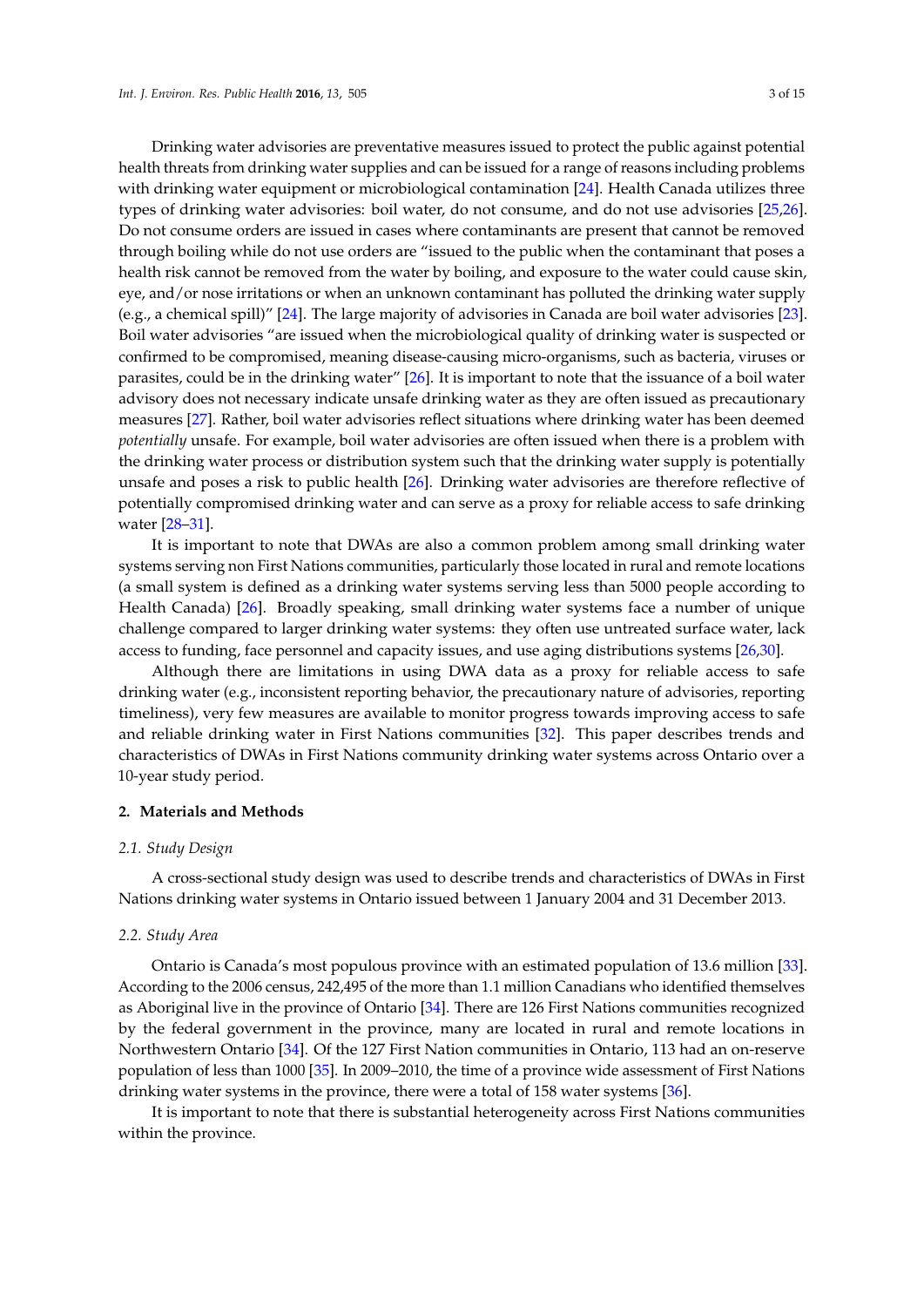Drinking water advisories are preventative measures issued to protect the public against potential health threats from drinking water supplies and can be issued for a range of reasons including problems with drinking water equipment or microbiological contamination [24]. Health Canada utilizes three types of drinking water advisories: boil water, do not consume, and do not use advisories [25,26]. Do not consume orders are issued in cases where contaminants are present that cannot be removed through boiling while do not use orders are "issued to the public when the contaminant that poses a health risk cannot be removed from the water by boiling, and exposure to the water could cause skin, eye, and/or nose irritations or when an unknown contaminant has polluted the drinking water supply (e.g., a chemical spill)" [24]. The large majority of advisories in Canada are boil water advisories [23]. Boil water advisories "are issued when the microbiological quality of drinking water is suspected or confirmed to be compromised, meaning disease-causing micro-organisms, such as bacteria, viruses or parasites, could be in the drinking water" [26]. It is important to note that the issuance of a boil water advisory does not necessary indicate unsafe drinking water as they are often issued as precautionary measures [27]. Rather, boil water advisories reflect situations where drinking water has been deemed *potentially* unsafe. For example, boil water advisories are often issued when there is a problem with the drinking water process or distribution system such that the drinking water supply is potentially unsafe and poses a risk to public health [26]. Drinking water advisories are therefore reflective of potentially compromised drinking water and can serve as a proxy for reliable access to safe drinking water [28–31].

It is important to note that DWAs are also a common problem among small drinking water systems serving non First Nations communities, particularly those located in rural and remote locations (a small system is defined as a drinking water systems serving less than 5000 people according to Health Canada) [26]. Broadly speaking, small drinking water systems face a number of unique challenge compared to larger drinking water systems: they often use untreated surface water, lack access to funding, face personnel and capacity issues, and use aging distributions systems [26,30].

Although there are limitations in using DWA data as a proxy for reliable access to safe drinking water (e.g., inconsistent reporting behavior, the precautionary nature of advisories, reporting timeliness), very few measures are available to monitor progress towards improving access to safe and reliable drinking water in First Nations communities [32]. This paper describes trends and characteristics of DWAs in First Nations community drinking water systems across Ontario over a 10-year study period.

## 2. Materials and Methods

### *2.1. Study Design*

A cross-sectional study design was used to describe trends and characteristics of DWAs in First Nations drinking water systems in Ontario issued between 1 January 2004 and 31 December 2013.

### *2.2. Study Area*

Ontario is Canada's most populous province with an estimated population of 13.6 million [33]. According to the 2006 census, 242,495 of the more than 1.1 million Canadians who identified themselves as Aboriginal live in the province of Ontario [34]. There are 126 First Nations communities recognized by the federal government in the province, many are located in rural and remote locations in Northwestern Ontario [34]. Of the 127 First Nation communities in Ontario, 113 had an on-reserve population of less than 1000 [35]. In 2009–2010, the time of a province wide assessment of First Nations drinking water systems in the province, there were a total of 158 water systems [36].

It is important to note that there is substantial heterogeneity across First Nations communities within the province.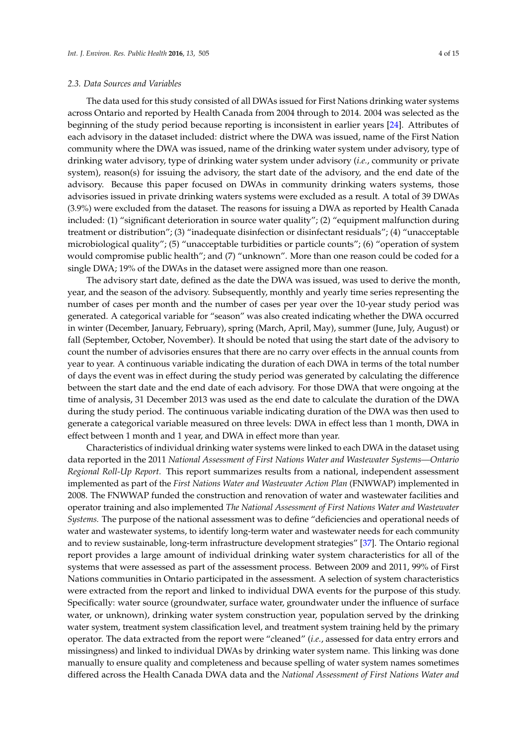### 2.3. Data Sources and Variables

The data used for this study consisted of all DWAs issued for First Nations drinking water systems across Ontario and reported by Health Canada from 2004 through to 2014. 2004 was selected as the beginning of the study period because reporting is inconsistent in earlier years [24]. Attributes of each advisory in the dataset included: district where the DWA was issued, name of the First Nation community where the DWA was issued, name of the drinking water system under advisory, type of drinking water advisory, type of drinking water system under advisory (*i.e.*, community or private system), reason(s) for issuing the advisory, the start date of the advisory, and the end date of the advisory. Because this paper focused on DWAs in community drinking waters systems, those advisories issued in private drinking waters systems were excluded as a result. A total of 39 DWAs (3.9%) were excluded from the dataset. The reasons for issuing a DWA as reported by Health Canada included: (1) "significant deterioration in source water quality"; (2) "equipment malfunction during treatment or distribution"; (3) "inadequate disinfection or disinfectant residuals"; (4) "unacceptable microbiological quality"; (5) "unacceptable turbidities or particle counts"; (6) "operation of system would compromise public health"; and (7) "unknown". More than one reason could be coded for a single DWA; 19% of the DWAs in the dataset were assigned more than one reason.

The advisory start date, defined as the date the DWA was issued, was used to derive the month, year, and the season of the advisory. Subsequently, monthly and yearly time series representing the number of cases per month and the number of cases per year over the 10-year study period was generated. A categorical variable for "season" was also created indicating whether the DWA occurred in winter (December, January, February), spring (March, April, May), summer (June, July, August) or fall (September, October, November). It should be noted that using the start date of the advisory to count the number of advisories ensures that there are no carry over effects in the annual counts from year to year. A continuous variable indicating the duration of each DWA in terms of the total number of days the event was in effect during the study period was generated by calculating the difference between the start date and the end date of each advisory. For those DWA that were ongoing at the time of analysis, 31 December 2013 was used as the end date to calculate the duration of the DWA during the study period. The continuous variable indicating duration of the DWA was then used to generate a categorical variable measured on three levels: DWA in effect less than 1 month, DWA in effect between 1 month and 1 year, and DWA in effect more than year.

Characteristics of individual drinking water systems were linked to each DWA in the dataset using data reported in the 2011 *National Assessment of First Nations Water and Wastewater Systems—Ontario Regional Roll-Up Report.* This report summarizes results from a national, independent assessment implemented as part of the *First Nations Water and Wastewater Action Plan* (FNWWAP) implemented in 2008. The FNWWAP funded the construction and renovation of water and wastewater facilities and operator training and also implemented *The National Assessment of First Nations Water and Wastewater Systems.* The purpose of the national assessment was to define "deficiencies and operational needs of water and wastewater systems, to identify long-term water and wastewater needs for each community and to review sustainable, long-term infrastructure development strategies" [37]. The Ontario regional report provides a large amount of individual drinking water system characteristics for all of the systems that were assessed as part of the assessment process. Between 2009 and 2011, 99% of First Nations communities in Ontario participated in the assessment. A selection of system characteristics were extracted from the report and linked to individual DWA events for the purpose of this study. Specifically: water source (groundwater, surface water, groundwater under the influence of surface water, or unknown), drinking water system construction year, population served by the drinking water system, treatment system classification level, and treatment system training held by the primary operator. The data extracted from the report were "cleaned" (*i.e.*, assessed for data entry errors and missingness) and linked to individual DWAs by drinking water system name. This linking was done manually to ensure quality and completeness and because spelling of water system names sometimes differed across the Health Canada DWA data and the *National Assessment of First Nations Water and*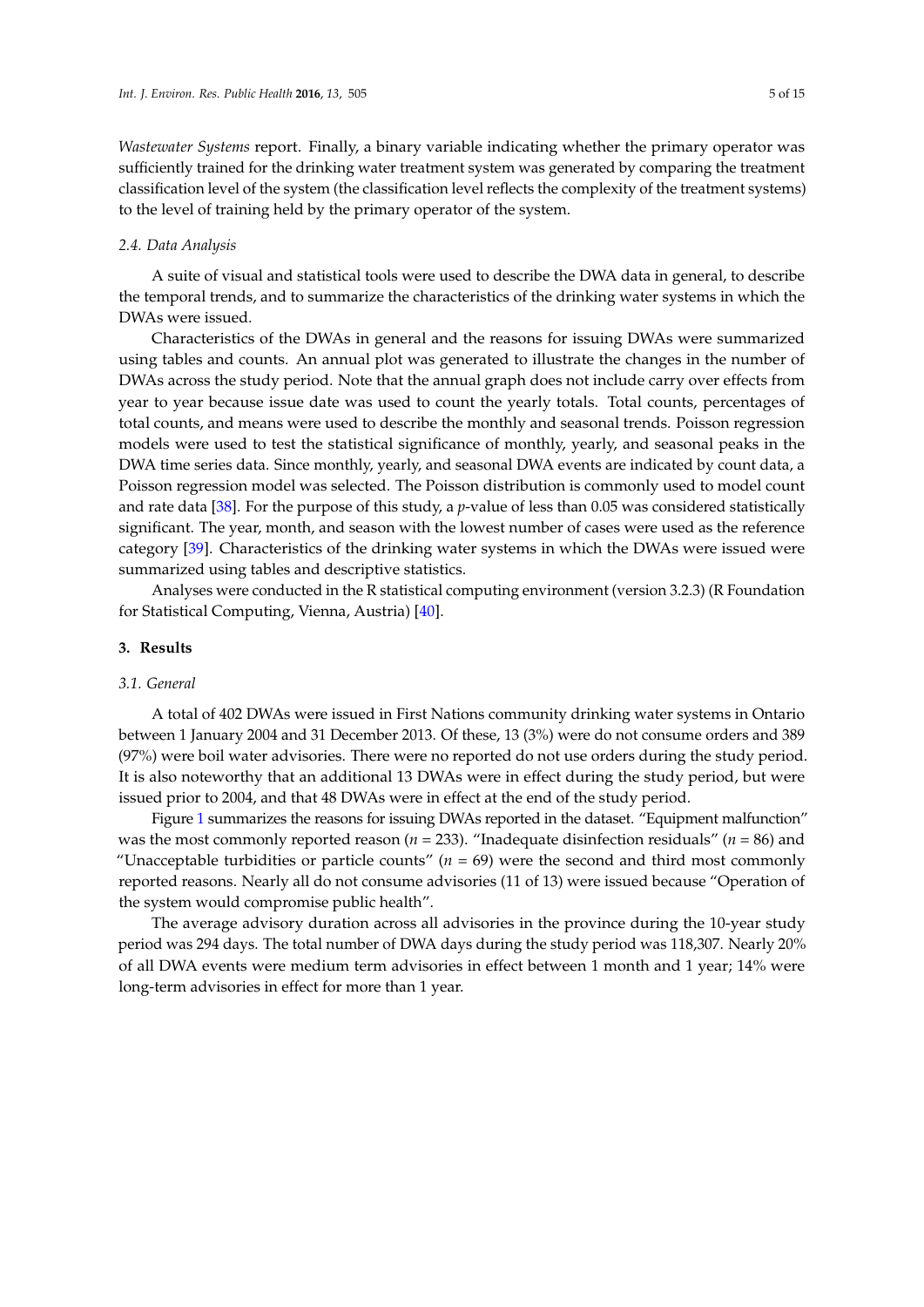*Wastewater Systems* report. Finally, a binary variable indicating whether the primary operator was sufficiently trained for the drinking water treatment system was generated by comparing the treatment classification level of the system (the classification level reflects the complexity of the treatment systems) to the level of training held by the primary operator of the system.

### 2.4. Data Analysis

A suite of visual and statistical tools were used to describe the DWA data in general, to describe the temporal trends, and to summarize the characteristics of the drinking water systems in which the DWAs were issued.

Characteristics of the DWAs in general and the reasons for issuing DWAs were summarized using tables and counts. An annual plot was generated to illustrate the changes in the number of DWAs across the study period. Note that the annual graph does not include carry over effects from year to year because issue date was used to count the yearly totals. Total counts, percentages of total counts, and means were used to describe the monthly and seasonal trends. Poisson regression models were used to test the statistical significance of monthly, yearly, and seasonal peaks in the DWA time series data. Since monthly, yearly, and seasonal DWA events are indicated by count data, a Poisson regression model was selected. The Poisson distribution is commonly used to model count and rate data [38]. For the purpose of this study, a $p$-value of less than 0.05 was considered statistically significant. The year, month, and season with the lowest number of cases were used as the reference category [39]. Characteristics of the drinking water systems in which the DWAs were issued were summarized using tables and descriptive statistics.

Analyses were conducted in the R statistical computing environment (version 3.2.3) (R Foundation for Statistical Computing, Vienna, Austria) [40].

## 3. Results

### 3.1. General

A total of 402 DWAs were issued in First Nations community drinking water systems in Ontario between 1 January 2004 and 31 December 2013. Of these, 13 (3%) were do not consume orders and 389 (97%) were boil water advisories. There were no reported do not use orders during the study period. It is also noteworthy that an additional 13 DWAs were in effect during the study period, but were issued prior to 2004, and that 48 DWAs were in effect at the end of the study period.

Figure 1 summarizes the reasons for issuing DWAs reported in the dataset. "Equipment malfunction" was the most commonly reported reason ($n$ = 233). "Inadequate disinfection residuals" ($n$ = 86) and "Unacceptable turbidities or particle counts" ($n$ = 69) were the second and third most commonly reported reasons. Nearly all do not consume advisories (11 of 13) were issued because "Operation of the system would compromise public health".

The average advisory duration across all advisories in the province during the 10-year study period was 294 days. The total number of DWA days during the study period was 118,307. Nearly 20% of all DWA events were medium term advisories in effect between 1 month and 1 year; 14% were long-term advisories in effect for more than 1 year.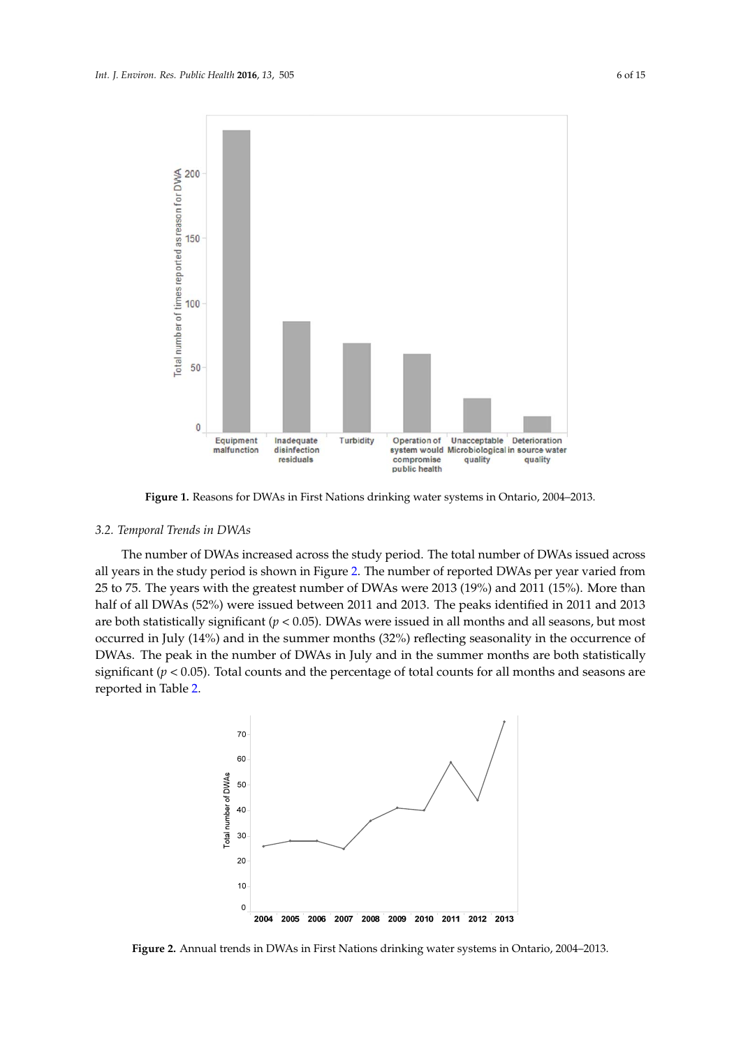**Figure 1.** Reasons for DWAs in First Nations drinking water systems in Ontario, 2004–2013.

### 3.2. Temporal Trends in DWAs

The number of DWAs increased across the study period. The total number of DWAs issued across all years in the study period is shown in Figure 2. The number of reported DWAs per year varied from 25 to 75. The years with the greatest number of DWAs were 2013 (19%) and 2011 (15%). More than half of all DWAs (52%) were issued between 2011 and 2013. The peaks identified in 2011 and 2013 are both statistically significant ($p < 0.05$). DWAs were issued in all months and all seasons, but most occurred in July (14%) and in the summer months (32%) reflecting seasonality in the occurrence of DWAs. The peak in the number of DWAs in July and in the summer months are both statistically significant ($p < 0.05$). Total counts and the percentage of total counts for all months and seasons are reported in Table 2.

**Figure 2.** Annual trends in DWAs in First Nations drinking water systems in Ontario, 2004–2013.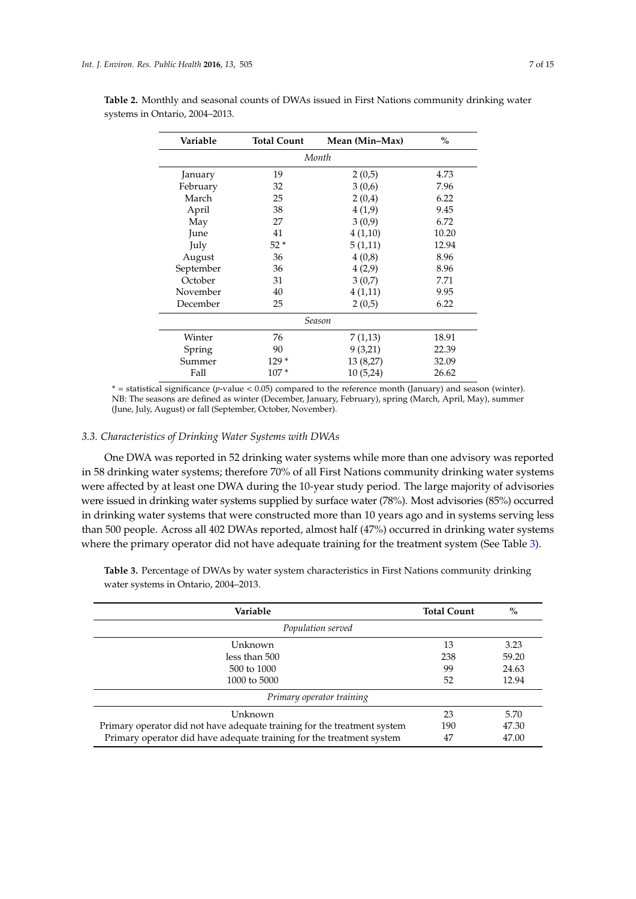**Table 2.** Monthly and seasonal counts of DWAs issued in First Nations community drinking water systems in Ontario, 2004–2013.

| Variable | Total Count | Mean (Min–Max) | % |
|---|---|---|---|
| *Month* | | | |
| January | 19 | 2 (0,5) | 4.73 |
| February | 32 | 3 (0,6) | 7.96 |
| March | 25 | 2 (0,4) | 6.22 |
| April | 38 | 4 (1,9) | 9.45 |
| May | 27 | 3 (0,9) | 6.72 |
| June | 41 | 4 (1,10) | 10.20 |
| July | 52 * | 5 (1,11) | 12.94 |
| August | 36 | 4 (0,8) | 8.96 |
| September | 36 | 4 (2,9) | 8.96 |
| October | 31 | 3 (0,7) | 7.71 |
| November | 40 | 4 (1,11) | 9.95 |
| December | 25 | 2 (0,5) | 6.22 |
| *Season* | | | |
| Winter | 76 | 7 (1,13) | 18.91 |
| Spring | 90 | 9 (3,21) | 22.39 |
| Summer | 129 * | 13 (8,27) | 32.09 |
| Fall | 107 * | 10 (5,24) | 26.62 |

* = statistical significance ($p$-value < 0.05) compared to the reference month (January) and season (winter). NB: The seasons are defined as winter (December, January, February), spring (March, April, May), summer (June, July, August) or fall (September, October, November).

### 3.3. Characteristics of Drinking Water Systems with DWAs

One DWA was reported in 52 drinking water systems while more than one advisory was reported in 58 drinking water systems; therefore 70% of all First Nations community drinking water systems were affected by at least one DWA during the 10-year study period. The large majority of advisories were issued in drinking water systems supplied by surface water (78%). Most advisories (85%) occurred in drinking water systems that were constructed more than 10 years ago and in systems serving less than 500 people. Across all 402 DWAs reported, almost half (47%) occurred in drinking water systems where the primary operator did not have adequate training for the treatment system (See Table 3).

**Table 3.** Percentage of DWAs by water system characteristics in First Nations community drinking water systems in Ontario, 2004–2013.

| Variable | Total Count | % |
|---|---|---|
| *Population served* | | |
| Unknown | 13 | 3.23 |
| less than 500 | 238 | 59.20 |
| 500 to 1000 | 99 | 24.63 |
| 1000 to 5000 | 52 | 12.94 |
| *Primary operator training* | | |
| Unknown | 23 | 5.70 |
| Primary operator did not have adequate training for the treatment system | 190 | 47.30 |
| Primary operator did have adequate training for the treatment system | 47 | 47.00 |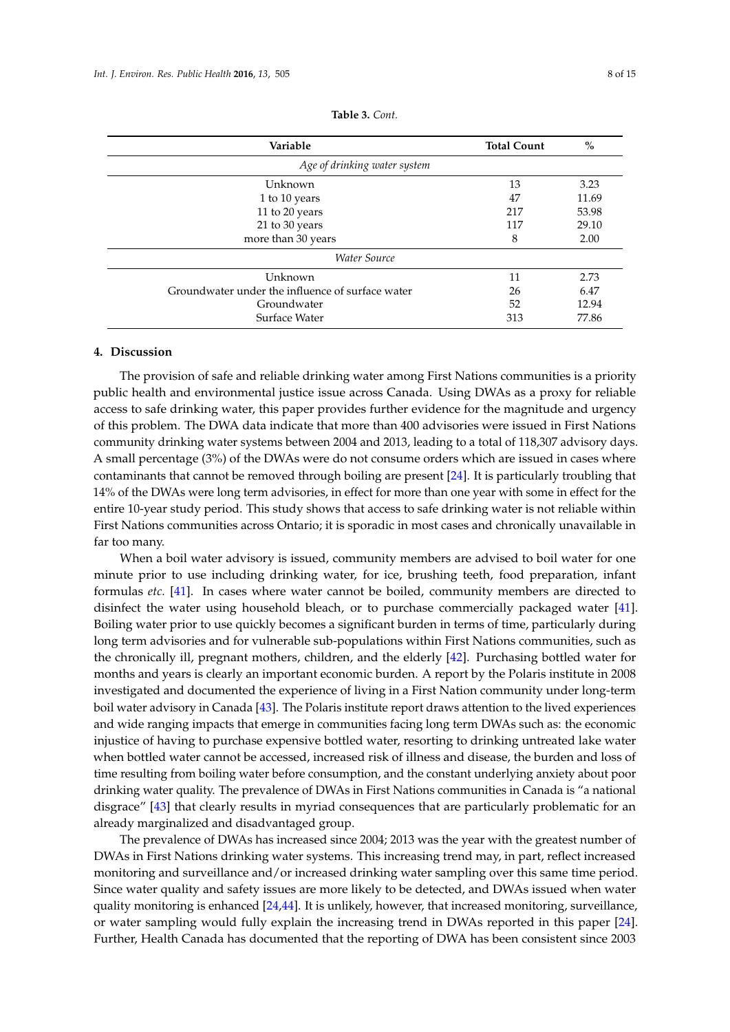**Table 3.** *Cont.*

| Variable | Total Count | % |
|---|---|---|
| *Age of drinking water system* | | |
| Unknown | 13 | 3.23 |
| 1 to 10 years | 47 | 11.69 |
| 11 to 20 years | 217 | 53.98 |
| 21 to 30 years | 117 | 29.10 |
| more than 30 years | 8 | 2.00 |
| *Water Source* | | |
| Unknown | 11 | 2.73 |
| Groundwater under the influence of surface water | 26 | 6.47 |
| Groundwater | 52 | 12.94 |
| Surface Water | 313 | 77.86 |

## 4. Discussion

The provision of safe and reliable drinking water among First Nations communities is a priority public health and environmental justice issue across Canada. Using DWAs as a proxy for reliable access to safe drinking water, this paper provides further evidence for the magnitude and urgency of this problem. The DWA data indicate that more than 400 advisories were issued in First Nations community drinking water systems between 2004 and 2013, leading to a total of 118,307 advisory days. A small percentage (3%) of the DWAs were do not consume orders which are issued in cases where contaminants that cannot be removed through boiling are present [24]. It is particularly troubling that 14% of the DWAs were long term advisories, in effect for more than one year with some in effect for the entire 10-year study period. This study shows that access to safe drinking water is not reliable within First Nations communities across Ontario; it is sporadic in most cases and chronically unavailable in far too many.

When a boil water advisory is issued, community members are advised to boil water for one minute prior to use including drinking water, for ice, brushing teeth, food preparation, infant formulas *etc.* [41]. In cases where water cannot be boiled, community members are directed to disinfect the water using household bleach, or to purchase commercially packaged water [41]. Boiling water prior to use quickly becomes a significant burden in terms of time, particularly during long term advisories and for vulnerable sub-populations within First Nations communities, such as the chronically ill, pregnant mothers, children, and the elderly [42]. Purchasing bottled water for months and years is clearly an important economic burden. A report by the Polaris institute in 2008 investigated and documented the experience of living in a First Nation community under long-term boil water advisory in Canada [43]. The Polaris institute report draws attention to the lived experiences and wide ranging impacts that emerge in communities facing long term DWAs such as: the economic injustice of having to purchase expensive bottled water, resorting to drinking untreated lake water when bottled water cannot be accessed, increased risk of illness and disease, the burden and loss of time resulting from boiling water before consumption, and the constant underlying anxiety about poor drinking water quality. The prevalence of DWAs in First Nations communities in Canada is "a national disgrace" [43] that clearly results in myriad consequences that are particularly problematic for an already marginalized and disadvantaged group.

The prevalence of DWAs has increased since 2004; 2013 was the year with the greatest number of DWAs in First Nations drinking water systems. This increasing trend may, in part, reflect increased monitoring and surveillance and/or increased drinking water sampling over this same time period. Since water quality and safety issues are more likely to be detected, and DWAs issued when water quality monitoring is enhanced [24,44]. It is unlikely, however, that increased monitoring, surveillance, or water sampling would fully explain the increasing trend in DWAs reported in this paper [24]. Further, Health Canada has documented that the reporting of DWA has been consistent since 2003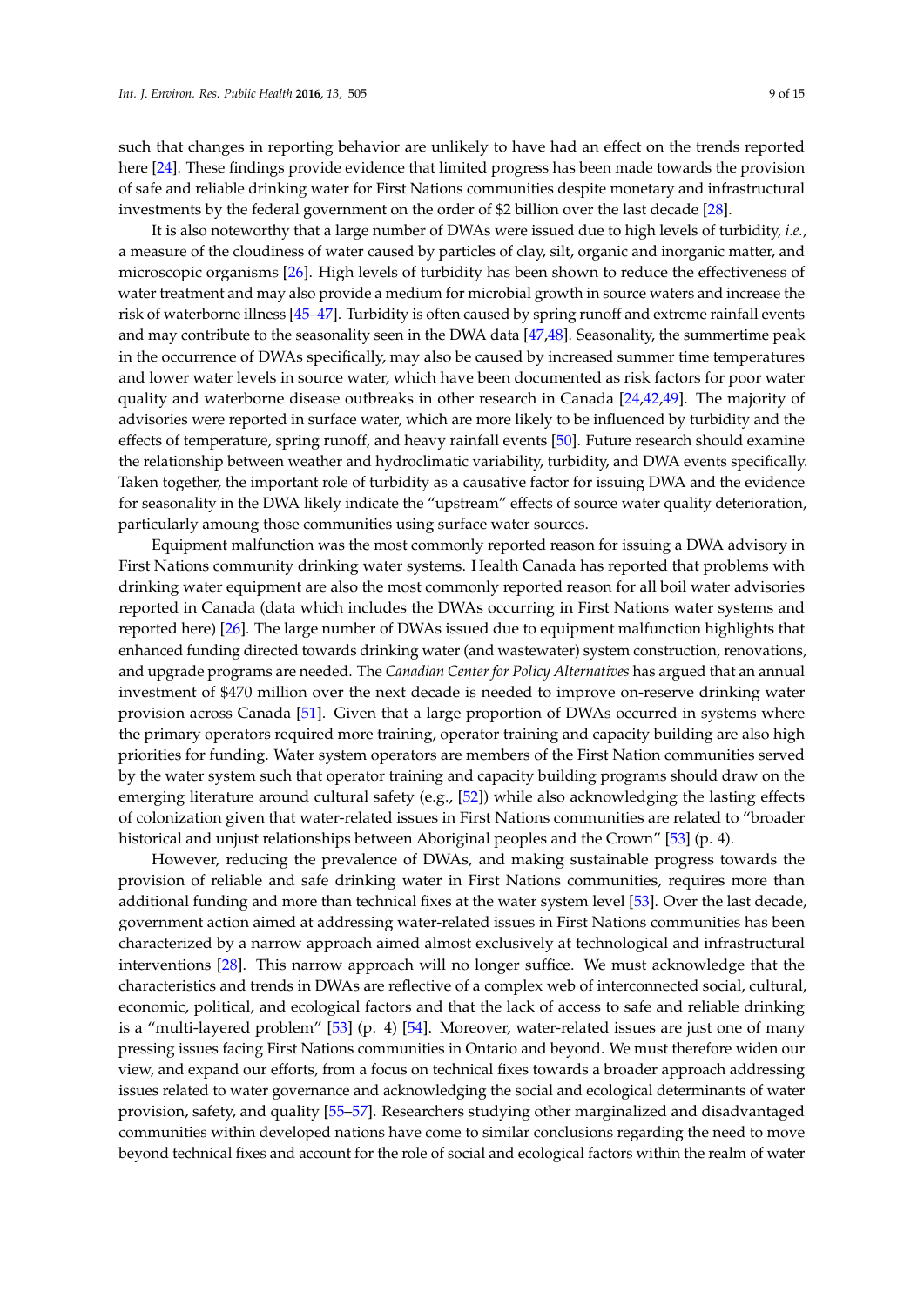such that changes in reporting behavior are unlikely to have had an effect on the trends reported here [24]. These findings provide evidence that limited progress has been made towards the provision of safe and reliable drinking water for First Nations communities despite monetary and infrastructural investments by the federal government on the order of $2 billion over the last decade [28].

It is also noteworthy that a large number of DWAs were issued due to high levels of turbidity, *i.e.*, a measure of the cloudiness of water caused by particles of clay, silt, organic and inorganic matter, and microscopic organisms [26]. High levels of turbidity has been shown to reduce the effectiveness of water treatment and may also provide a medium for microbial growth in source waters and increase the risk of waterborne illness [45–47]. Turbidity is often caused by spring runoff and extreme rainfall events and may contribute to the seasonality seen in the DWA data [47,48]. Seasonality, the summertime peak in the occurrence of DWAs specifically, may also be caused by increased summer time temperatures and lower water levels in source water, which have been documented as risk factors for poor water quality and waterborne disease outbreaks in other research in Canada [24,42,49]. The majority of advisories were reported in surface water, which are more likely to be influenced by turbidity and the effects of temperature, spring runoff, and heavy rainfall events [50]. Future research should examine the relationship between weather and hydroclimatic variability, turbidity, and DWA events specifically. Taken together, the important role of turbidity as a causative factor for issuing DWA and the evidence for seasonality in the DWA likely indicate the "upstream" effects of source water quality deterioration, particularly amoung those communities using surface water sources.

Equipment malfunction was the most commonly reported reason for issuing a DWA advisory in First Nations community drinking water systems. Health Canada has reported that problems with drinking water equipment are also the most commonly reported reason for all boil water advisories reported in Canada (data which includes the DWAs occurring in First Nations water systems and reported here) [26]. The large number of DWAs issued due to equipment malfunction highlights that enhanced funding directed towards drinking water (and wastewater) system construction, renovations, and upgrade programs are needed. The *Canadian Center for Policy Alternatives* has argued that an annual investment of $470 million over the next decade is needed to improve on-reserve drinking water provision across Canada [51]. Given that a large proportion of DWAs occurred in systems where the primary operators required more training, operator training and capacity building are also high priorities for funding. Water system operators are members of the First Nation communities served by the water system such that operator training and capacity building programs should draw on the emerging literature around cultural safety (e.g., [52]) while also acknowledging the lasting effects of colonization given that water-related issues in First Nations communities are related to "broader historical and unjust relationships between Aboriginal peoples and the Crown" [53] (p. 4).

However, reducing the prevalence of DWAs, and making sustainable progress towards the provision of reliable and safe drinking water in First Nations communities, requires more than additional funding and more than technical fixes at the water system level [53]. Over the last decade, government action aimed at addressing water-related issues in First Nations communities has been characterized by a narrow approach aimed almost exclusively at technological and infrastructural interventions [28]. This narrow approach will no longer suffice. We must acknowledge that the characteristics and trends in DWAs are reflective of a complex web of interconnected social, cultural, economic, political, and ecological factors and that the lack of access to safe and reliable drinking is a "multi-layered problem" [53] (p. 4) [54]. Moreover, water-related issues are just one of many pressing issues facing First Nations communities in Ontario and beyond. We must therefore widen our view, and expand our efforts, from a focus on technical fixes towards a broader approach addressing issues related to water governance and acknowledging the social and ecological determinants of water provision, safety, and quality [55–57]. Researchers studying other marginalized and disadvantaged communities within developed nations have come to similar conclusions regarding the need to move beyond technical fixes and account for the role of social and ecological factors within the realm of water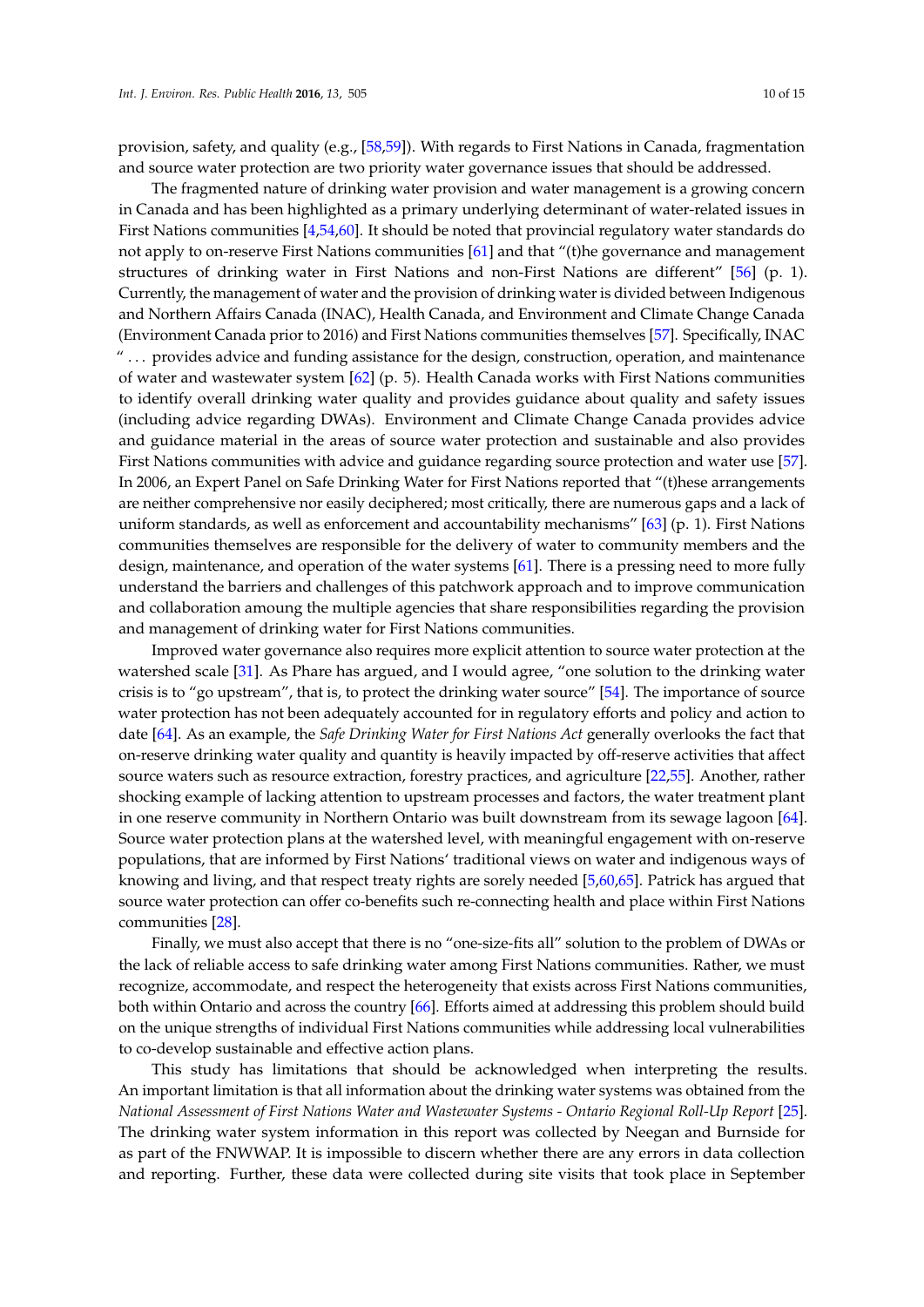provision, safety, and quality (e.g., [58,59]). With regards to First Nations in Canada, fragmentation and source water protection are two priority water governance issues that should be addressed.

The fragmented nature of drinking water provision and water management is a growing concern in Canada and has been highlighted as a primary underlying determinant of water-related issues in First Nations communities [4,54,60]. It should be noted that provincial regulatory water standards do not apply to on-reserve First Nations communities [61] and that "(t)he governance and management structures of drinking water in First Nations and non-First Nations are different" [56] (p. 1). Currently, the management of water and the provision of drinking water is divided between Indigenous and Northern Affairs Canada (INAC), Health Canada, and Environment and Climate Change Canada (Environment Canada prior to 2016) and First Nations communities themselves [57]. Specifically, INAC " . . . provides advice and funding assistance for the design, construction, operation, and maintenance of water and wastewater system [62] (p. 5). Health Canada works with First Nations communities to identify overall drinking water quality and provides guidance about quality and safety issues (including advice regarding DWAs). Environment and Climate Change Canada provides advice and guidance material in the areas of source water protection and sustainable and also provides First Nations communities with advice and guidance regarding source protection and water use [57]. In 2006, an Expert Panel on Safe Drinking Water for First Nations reported that "(t)hese arrangements are neither comprehensive nor easily deciphered; most critically, there are numerous gaps and a lack of uniform standards, as well as enforcement and accountability mechanisms" [63] (p. 1). First Nations communities themselves are responsible for the delivery of water to community members and the design, maintenance, and operation of the water systems [61]. There is a pressing need to more fully understand the barriers and challenges of this patchwork approach and to improve communication and collaboration amoung the multiple agencies that share responsibilities regarding the provision and management of drinking water for First Nations communities.

Improved water governance also requires more explicit attention to source water protection at the watershed scale [31]. As Phare has argued, and I would agree, "one solution to the drinking water crisis is to "go upstream", that is, to protect the drinking water source" [54]. The importance of source water protection has not been adequately accounted for in regulatory efforts and policy and action to date [64]. As an example, the *Safe Drinking Water for First Nations Act* generally overlooks the fact that on-reserve drinking water quality and quantity is heavily impacted by off-reserve activities that affect source waters such as resource extraction, forestry practices, and agriculture [22,55]. Another, rather shocking example of lacking attention to upstream processes and factors, the water treatment plant in one reserve community in Northern Ontario was built downstream from its sewage lagoon [64]. Source water protection plans at the watershed level, with meaningful engagement with on-reserve populations, that are informed by First Nations' traditional views on water and indigenous ways of knowing and living, and that respect treaty rights are sorely needed [5,60,65]. Patrick has argued that source water protection can offer co-benefits such re-connecting health and place within First Nations communities [28].

Finally, we must also accept that there is no "one-size-fits all" solution to the problem of DWAs or the lack of reliable access to safe drinking water among First Nations communities. Rather, we must recognize, accommodate, and respect the heterogeneity that exists across First Nations communities, both within Ontario and across the country [66]. Efforts aimed at addressing this problem should build on the unique strengths of individual First Nations communities while addressing local vulnerabilities to co-develop sustainable and effective action plans.

This study has limitations that should be acknowledged when interpreting the results. An important limitation is that all information about the drinking water systems was obtained from the *National Assessment of First Nations Water and Wastewater Systems - Ontario Regional Roll-Up Report* [25]. The drinking water system information in this report was collected by Neegan and Burnside for as part of the FNWWAP. It is impossible to discern whether there are any errors in data collection and reporting. Further, these data were collected during site visits that took place in September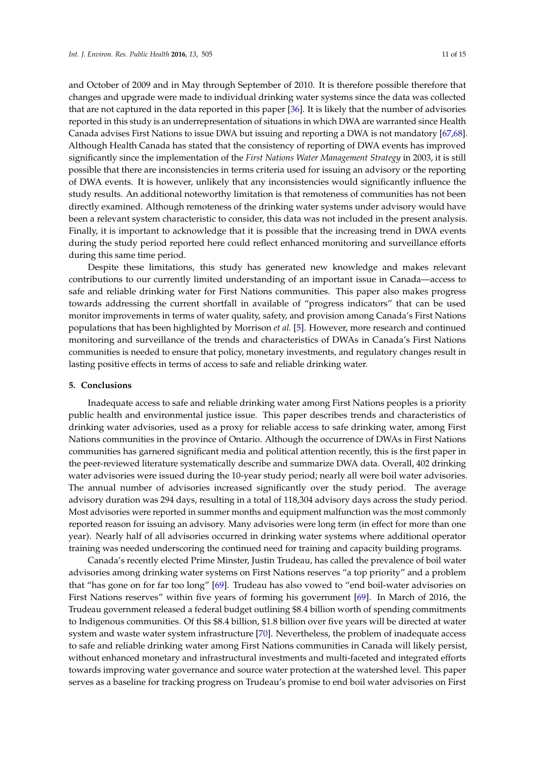and October of 2009 and in May through September of 2010. It is therefore possible therefore that changes and upgrade were made to individual drinking water systems since the data was collected that are not captured in the data reported in this paper [36]. It is likely that the number of advisories reported in this study is an underrepresentation of situations in which DWA are warranted since Health Canada advises First Nations to issue DWA but issuing and reporting a DWA is not mandatory [67,68]. Although Health Canada has stated that the consistency of reporting of DWA events has improved significantly since the implementation of the *First Nations Water Management Strategy* in 2003, it is still possible that there are inconsistencies in terms criteria used for issuing an advisory or the reporting of DWA events. It is however, unlikely that any inconsistencies would significantly influence the study results. An additional noteworthy limitation is that remoteness of communities has not been directly examined. Although remoteness of the drinking water systems under advisory would have been a relevant system characteristic to consider, this data was not included in the present analysis. Finally, it is important to acknowledge that it is possible that the increasing trend in DWA events during the study period reported here could reflect enhanced monitoring and surveillance efforts during this same time period.

Despite these limitations, this study has generated new knowledge and makes relevant contributions to our currently limited understanding of an important issue in Canada—access to safe and reliable drinking water for First Nations communities. This paper also makes progress towards addressing the current shortfall in available of "progress indicators" that can be used monitor improvements in terms of water quality, safety, and provision among Canada's First Nations populations that has been highlighted by Morrison *et al.* [5]. However, more research and continued monitoring and surveillance of the trends and characteristics of DWAs in Canada's First Nations communities is needed to ensure that policy, monetary investments, and regulatory changes result in lasting positive effects in terms of access to safe and reliable drinking water.

## 5. Conclusions

Inadequate access to safe and reliable drinking water among First Nations peoples is a priority public health and environmental justice issue. This paper describes trends and characteristics of drinking water advisories, used as a proxy for reliable access to safe drinking water, among First Nations communities in the province of Ontario. Although the occurrence of DWAs in First Nations communities has garnered significant media and political attention recently, this is the first paper in the peer-reviewed literature systematically describe and summarize DWA data. Overall, 402 drinking water advisories were issued during the 10-year study period; nearly all were boil water advisories. The annual number of advisories increased significantly over the study period. The average advisory duration was 294 days, resulting in a total of 118,304 advisory days across the study period. Most advisories were reported in summer months and equipment malfunction was the most commonly reported reason for issuing an advisory. Many advisories were long term (in effect for more than one year). Nearly half of all advisories occurred in drinking water systems where additional operator training was needed underscoring the continued need for training and capacity building programs.

Canada's recently elected Prime Minster, Justin Trudeau, has called the prevalence of boil water advisories among drinking water systems on First Nations reserves "a top priority" and a problem that "has gone on for far too long" [69]. Trudeau has also vowed to "end boil-water advisories on First Nations reserves" within five years of forming his government [69]. In March of 2016, the Trudeau government released a federal budget outlining $8.4 billion worth of spending commitments to Indigenous communities. Of this $8.4 billion, $1.8 billion over five years will be directed at water system and waste water system infrastructure [70]. Nevertheless, the problem of inadequate access to safe and reliable drinking water among First Nations communities in Canada will likely persist, without enhanced monetary and infrastructural investments and multi-faceted and integrated efforts towards improving water governance and source water protection at the watershed level. This paper serves as a baseline for tracking progress on Trudeau's promise to end boil water advisories on First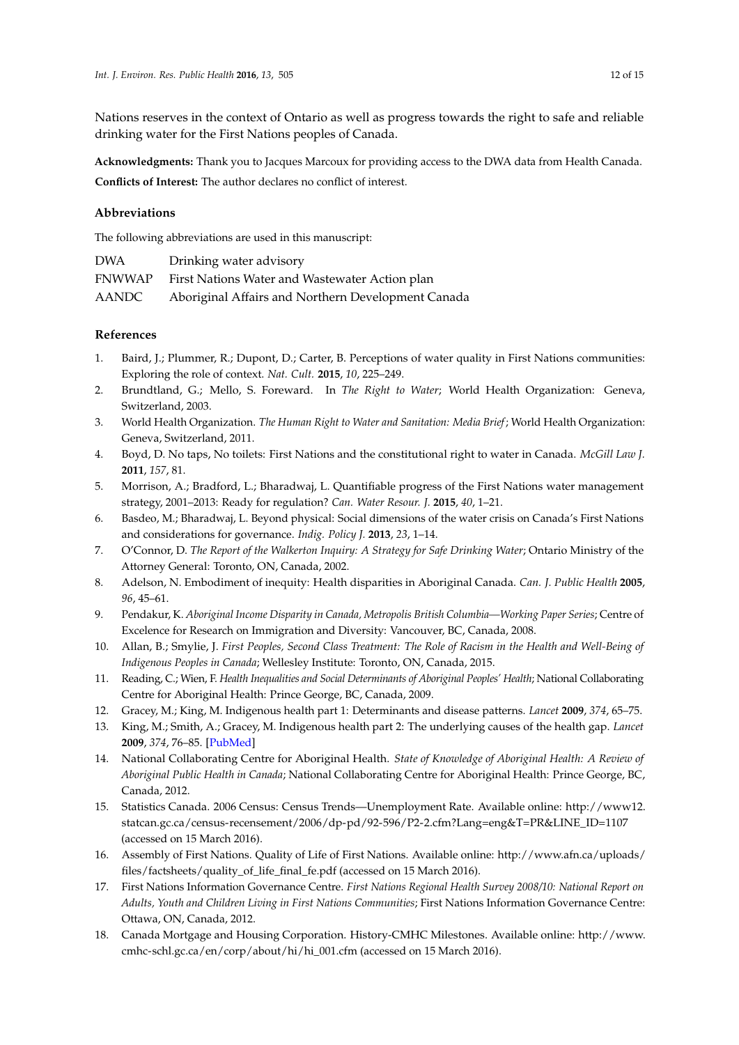Nations reserves in the context of Ontario as well as progress towards the right to safe and reliable drinking water for the First Nations peoples of Canada.

**Acknowledgments:** Thank you to Jacques Marcoux for providing access to the DWA data from Health Canada.

**Conflicts of Interest:** The author declares no conflict of interest.

## Abbreviations

The following abbreviations are used in this manuscript:

| | |
|---|---|
| DWA | Drinking water advisory |
| FNWWAP | First Nations Water and Wastewater Action plan |
| AANDC | Aboriginal Affairs and Northern Development Canada |

## References

1. Baird, J.; Plummer, R.; Dupont, D.; Carter, B. Perceptions of water quality in First Nations communities: Exploring the role of context. *Nat. Cult.* **2015**, *10*, 225–249.
2. Brundtland, G.; Mello, S. Foreward. In *The Right to Water*; World Health Organization: Geneva, Switzerland, 2003.
3. World Health Organization. *The Human Right to Water and Sanitation: Media Brief*; World Health Organization: Geneva, Switzerland, 2011.
4. Boyd, D. No taps, No toilets: First Nations and the constitutional right to water in Canada. *McGill Law J.* **2011**, *157*, 81.
5. Morrison, A.; Bradford, L.; Bharadwaj, L. Quantifiable progress of the First Nations water management strategy, 2001–2013: Ready for regulation? *Can. Water Resour. J.* **2015**, *40*, 1–21.
6. Basdeo, M.; Bharadwaj, L. Beyond physical: Social dimensions of the water crisis on Canada's First Nations and considerations for governance. *Indig. Policy J.* **2013**, *23*, 1–14.
7. O'Connor, D. *The Report of the Walkerton Inquiry: A Strategy for Safe Drinking Water*; Ontario Ministry of the Attorney General: Toronto, ON, Canada, 2002.
8. Adelson, N. Embodiment of inequity: Health disparities in Aboriginal Canada. *Can. J. Public Health* **2005**, *96*, 45–61.
9. Pendakur, K. *Aboriginal Income Disparity in Canada, Metropolis British Columbia—Working Paper Series*; Centre of Excelence for Research on Immigration and Diversity: Vancouver, BC, Canada, 2008.
10. Allan, B.; Smylie, J. *First Peoples, Second Class Treatment: The Role of Racism in the Health and Well-Being of Indigenous Peoples in Canada*; Wellesley Institute: Toronto, ON, Canada, 2015.
11. Reading, C.; Wien, F. *Health Inequalities and Social Determinants of Aboriginal Peoples' Health*; National Collaborating Centre for Aboriginal Health: Prince George, BC, Canada, 2009.
12. Gracey, M.; King, M. Indigenous health part 1: Determinants and disease patterns. *Lancet* **2009**, *374*, 65–75.
13. King, M.; Smith, A.; Gracey, M. Indigenous health part 2: The underlying causes of the health gap. *Lancet* **2009**, *374*, 76–85. [PubMed]
14. National Collaborating Centre for Aboriginal Health. *State of Knowledge of Aboriginal Health: A Review of Aboriginal Public Health in Canada*; National Collaborating Centre for Aboriginal Health: Prince George, BC, Canada, 2012.
15. Statistics Canada. 2006 Census: Census Trends—Unemployment Rate. Available online: http://www12.statcan.gc.ca/census-recensement/2006/dp-pd/92-596/P2-2.cfm?Lang=eng&T=PR&LINE_ID=1107 (accessed on 15 March 2016).
16. Assembly of First Nations. Quality of Life of First Nations. Available online: http://www.afn.ca/uploads/files/factsheets/quality_of_life_final_fe.pdf (accessed on 15 March 2016).
17. First Nations Information Governance Centre. *First Nations Regional Health Survey 2008/10: National Report on Adults, Youth and Children Living in First Nations Communities*; First Nations Information Governance Centre: Ottawa, ON, Canada, 2012.
18. Canada Mortgage and Housing Corporation. History-CMHC Milestones. Available online: http://www.cmhc-schl.gc.ca/en/corp/about/hi/hi_001.cfm (accessed on 15 March 2016).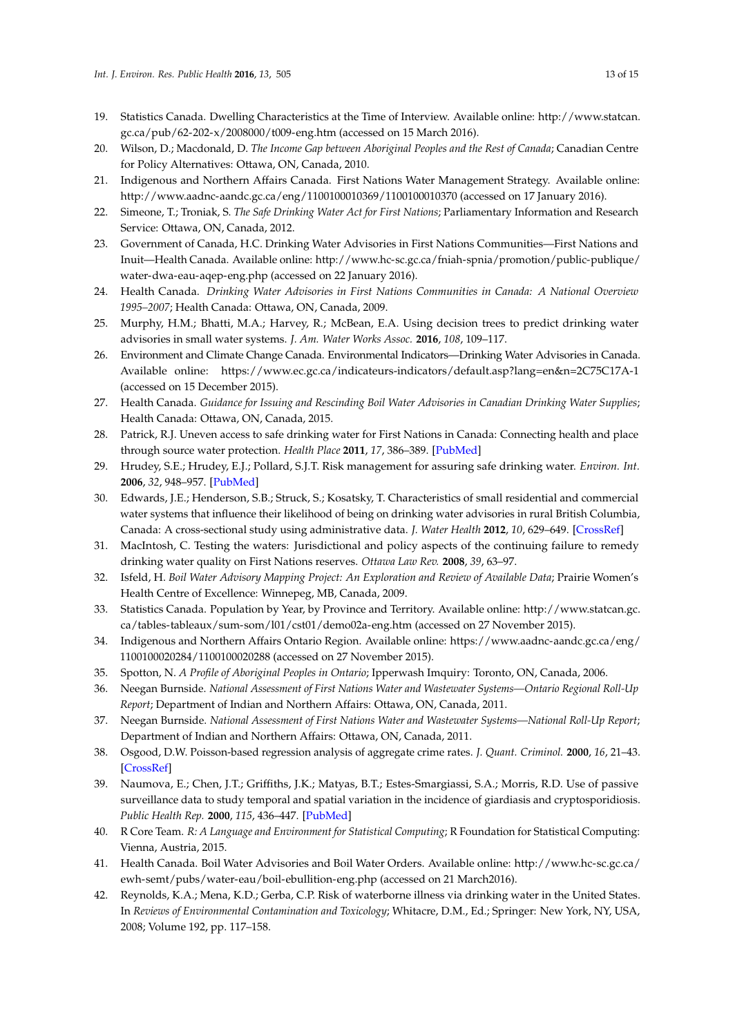19. Statistics Canada. Dwelling Characteristics at the Time of Interview. Available online: http://www.statcan.gc.ca/pub/62-202-x/2008000/t009-eng.htm (accessed on 15 March 2016).
20. Wilson, D.; Macdonald, D. *The Income Gap between Aboriginal Peoples and the Rest of Canada*; Canadian Centre for Policy Alternatives: Ottawa, ON, Canada, 2010.
21. Indigenous and Northern Affairs Canada. First Nations Water Management Strategy. Available online: http://www.aadnc-aandc.gc.ca/eng/1100100010369/1100100010370 (accessed on 17 January 2016).
22. Simeone, T.; Troniak, S. *The Safe Drinking Water Act for First Nations*; Parliamentary Information and Research Service: Ottawa, ON, Canada, 2012.
23. Government of Canada, H.C. Drinking Water Advisories in First Nations Communities—First Nations and Inuit—Health Canada. Available online: http://www.hc-sc.gc.ca/fniah-spnia/promotion/public-publique/water-dwa-eau-aqep-eng.php (accessed on 22 January 2016).
24. Health Canada. *Drinking Water Advisories in First Nations Communities in Canada: A National Overview 1995–2007*; Health Canada: Ottawa, ON, Canada, 2009.
25. Murphy, H.M.; Bhatti, M.A.; Harvey, R.; McBean, E.A. Using decision trees to predict drinking water advisories in small water systems. *J. Am. Water Works Assoc.* **2016**, *108*, 109–117.
26. Environment and Climate Change Canada. Environmental Indicators—Drinking Water Advisories in Canada. Available online: https://www.ec.gc.ca/indicateurs-indicators/default.asp?lang=en&n=2C75C17A-1 (accessed on 15 December 2015).
27. Health Canada. *Guidance for Issuing and Rescinding Boil Water Advisories in Canadian Drinking Water Supplies*; Health Canada: Ottawa, ON, Canada, 2015.
28. Patrick, R.J. Uneven access to safe drinking water for First Nations in Canada: Connecting health and place through source water protection. *Health Place* **2011**, *17*, 386–389. [PubMed]
29. Hrudey, S.E.; Hrudey, E.J.; Pollard, S.J.T. Risk management for assuring safe drinking water. *Environ. Int.* **2006**, *32*, 948–957. [PubMed]
30. Edwards, J.E.; Henderson, S.B.; Struck, S.; Kosatsky, T. Characteristics of small residential and commercial water systems that influence their likelihood of being on drinking water advisories in rural British Columbia, Canada: A cross-sectional study using administrative data. *J. Water Health* **2012**, *10*, 629–649. [CrossRef]
31. MacIntosh, C. Testing the waters: Jurisdictional and policy aspects of the continuing failure to remedy drinking water quality on First Nations reserves. *Ottawa Law Rev.* **2008**, *39*, 63–97.
32. Isfeld, H. *Boil Water Advisory Mapping Project: An Exploration and Review of Available Data*; Prairie Women's Health Centre of Excellence: Winnepeg, MB, Canada, 2009.
33. Statistics Canada. Population by Year, by Province and Territory. Available online: http://www.statcan.gc.ca/tables-tableaux/sum-som/l01/cst01/demo02a-eng.htm (accessed on 27 November 2015).
34. Indigenous and Northern Affairs Ontario Region. Available online: https://www.aadnc-aandc.gc.ca/eng/1100100020284/1100100020288 (accessed on 27 November 2015).
35. Spotton, N. *A Profile of Aboriginal Peoples in Ontario*; Ipperwash Imquiry: Toronto, ON, Canada, 2006.
36. Neegan Burnside. *National Assessment of First Nations Water and Wastewater Systems—Ontario Regional Roll-Up Report*; Department of Indian and Northern Affairs: Ottawa, ON, Canada, 2011.
37. Neegan Burnside. *National Assessment of First Nations Water and Wastewater Systems—National Roll-Up Report*; Department of Indian and Northern Affairs: Ottawa, ON, Canada, 2011.
38. Osgood, D.W. Poisson-based regression analysis of aggregate crime rates. *J. Quant. Criminol.* **2000**, *16*, 21–43. [CrossRef]
39. Naumova, E.; Chen, J.T.; Griffiths, J.K.; Matyas, B.T.; Estes-Smargiassi, S.A.; Morris, R.D. Use of passive surveillance data to study temporal and spatial variation in the incidence of giardiasis and cryptosporidiosis. *Public Health Rep.* **2000**, *115*, 436–447. [PubMed]
40. R Core Team. *R: A Language and Environment for Statistical Computing*; R Foundation for Statistical Computing: Vienna, Austria, 2015.
41. Health Canada. Boil Water Advisories and Boil Water Orders. Available online: http://www.hc-sc.gc.ca/ewh-semt/pubs/water-eau/boil-ebullition-eng.php (accessed on 21 March2016).
42. Reynolds, K.A.; Mena, K.D.; Gerba, C.P. Risk of waterborne illness via drinking water in the United States. In *Reviews of Environmental Contamination and Toxicology*; Whitacre, D.M., Ed.; Springer: New York, NY, USA, 2008; Volume 192, pp. 117–158.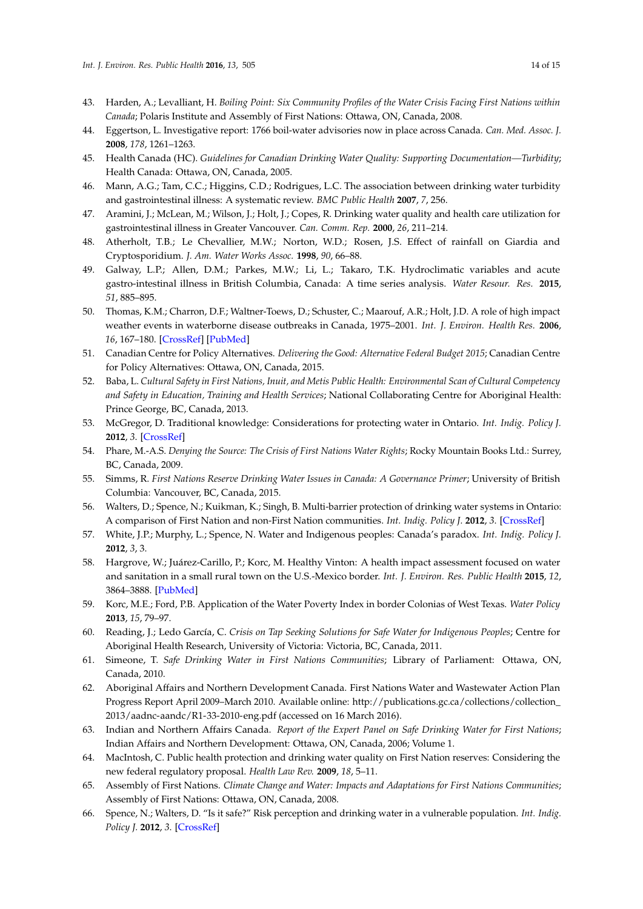43. Harden, A.; Levalliant, H. *Boiling Point: Six Community Profiles of the Water Crisis Facing First Nations within Canada*; Polaris Institute and Assembly of First Nations: Ottawa, ON, Canada, 2008.
44. Eggertson, L. Investigative report: 1766 boil-water advisories now in place across Canada. *Can. Med. Assoc. J.* **2008**, *178*, 1261–1263.
45. Health Canada (HC). *Guidelines for Canadian Drinking Water Quality: Supporting Documentation—Turbidity*; Health Canada: Ottawa, ON, Canada, 2005.
46. Mann, A.G.; Tam, C.C.; Higgins, C.D.; Rodrigues, L.C. The association between drinking water turbidity and gastrointestinal illness: A systematic review. *BMC Public Health* **2007**, *7*, 256.
47. Aramini, J.; McLean, M.; Wilson, J.; Holt, J.; Copes, R. Drinking water quality and health care utilization for gastrointestinal illness in Greater Vancouver. *Can. Comm. Rep.* **2000**, *26*, 211–214.
48. Atherholt, T.B.; Le Chevallier, M.W.; Norton, W.D.; Rosen, J.S. Effect of rainfall on Giardia and Cryptosporidium. *J. Am. Water Works Assoc.* **1998**, *90*, 66–88.
49. Galway, L.P.; Allen, D.M.; Parkes, M.W.; Li, L.; Takaro, T.K. Hydroclimatic variables and acute gastro-intestinal illness in British Columbia, Canada: A time series analysis. *Water Resour. Res.* **2015**, *51*, 885–895.
50. Thomas, K.M.; Charron, D.F.; Waltner-Toews, D.; Schuster, C.; Maarouf, A.R.; Holt, J.D. A role of high impact weather events in waterborne disease outbreaks in Canada, 1975–2001. *Int. J. Environ. Health Res.* **2006**, *16*, 167–180. [CrossRef] [PubMed]
51. Canadian Centre for Policy Alternatives. *Delivering the Good: Alternative Federal Budget 2015*; Canadian Centre for Policy Alternatives: Ottawa, ON, Canada, 2015.
52. Baba, L. *Cultural Safety in First Nations, Inuit, and Metis Public Health: Environmental Scan of Cultural Competency and Safety in Education, Training and Health Services*; National Collaborating Centre for Aboriginal Health: Prince George, BC, Canada, 2013.
53. McGregor, D. Traditional knowledge: Considerations for protecting water in Ontario. *Int. Indig. Policy J.* **2012**, *3*. [CrossRef]
54. Phare, M.-A.S. *Denying the Source: The Crisis of First Nations Water Rights*; Rocky Mountain Books Ltd.: Surrey, BC, Canada, 2009.
55. Simms, R. *First Nations Reserve Drinking Water Issues in Canada: A Governance Primer*; University of British Columbia: Vancouver, BC, Canada, 2015.
56. Walters, D.; Spence, N.; Kuikman, K.; Singh, B. Multi-barrier protection of drinking water systems in Ontario: A comparison of First Nation and non-First Nation communities. *Int. Indig. Policy J.* **2012**, *3*. [CrossRef]
57. White, J.P.; Murphy, L.; Spence, N. Water and Indigenous peoples: Canada's paradox. *Int. Indig. Policy J.* **2012**, *3*, 3.
58. Hargrove, W.; Juárez-Carillo, P.; Korc, M. Healthy Vinton: A health impact assessment focused on water and sanitation in a small rural town on the U.S.-Mexico border. *Int. J. Environ. Res. Public Health* **2015**, *12*, 3864–3888. [PubMed]
59. Korc, M.E.; Ford, P.B. Application of the Water Poverty Index in border Colonias of West Texas. *Water Policy* **2013**, *15*, 79–97.
60. Reading, J.; Ledo García, C. *Crisis on Tap Seeking Solutions for Safe Water for Indigenous Peoples*; Centre for Aboriginal Health Research, University of Victoria: Victoria, BC, Canada, 2011.
61. Simeone, T. *Safe Drinking Water in First Nations Communities*; Library of Parliament: Ottawa, ON, Canada, 2010.
62. Aboriginal Affairs and Northern Development Canada. First Nations Water and Wastewater Action Plan Progress Report April 2009–March 2010. Available online: http://publications.gc.ca/collections/collection_2013/aadnc-aandc/R1-33-2010-eng.pdf (accessed on 16 March 2016).
63. Indian and Northern Affairs Canada. *Report of the Expert Panel on Safe Drinking Water for First Nations*; Indian Affairs and Northern Development: Ottawa, ON, Canada, 2006; Volume 1.
64. MacIntosh, C. Public health protection and drinking water quality on First Nation reserves: Considering the new federal regulatory proposal. *Health Law Rev.* **2009**, *18*, 5–11.
65. Assembly of First Nations. *Climate Change and Water: Impacts and Adaptations for First Nations Communities*; Assembly of First Nations: Ottawa, ON, Canada, 2008.
66. Spence, N.; Walters, D. "Is it safe?" Risk perception and drinking water in a vulnerable population. *Int. Indig. Policy J.* **2012**, *3*. [CrossRef]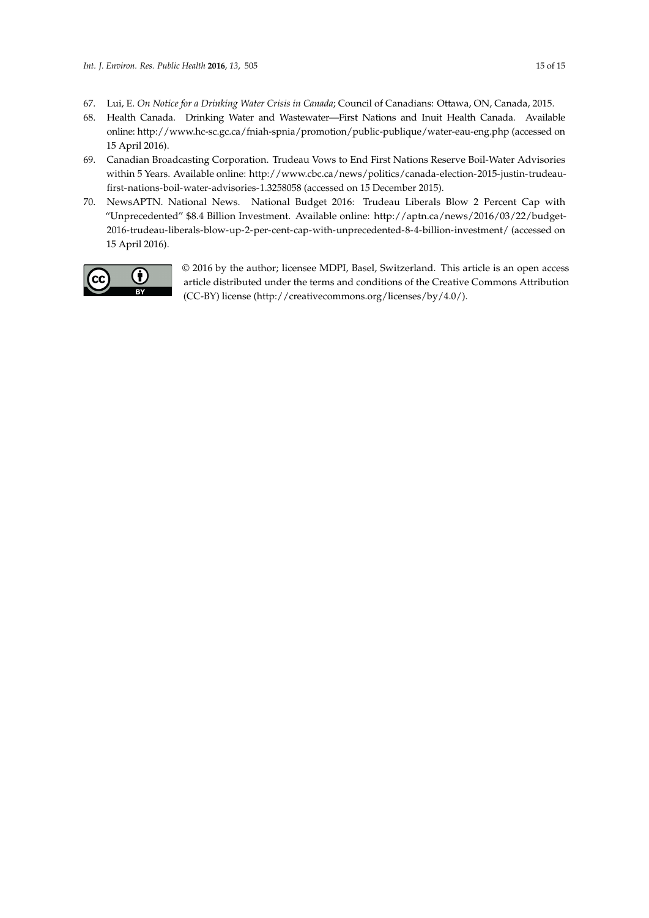67. Lui, E. *On Notice for a Drinking Water Crisis in Canada*; Council of Canadians: Ottawa, ON, Canada, 2015.
68. Health Canada. Drinking Water and Wastewater—First Nations and Inuit Health Canada. Available online: http://www.hc-sc.gc.ca/fniah-spnia/promotion/public-publique/water-eau-eng.php (accessed on 15 April 2016).
69. Canadian Broadcasting Corporation. Trudeau Vows to End First Nations Reserve Boil-Water Advisories within 5 Years. Available online: http://www.cbc.ca/news/politics/canada-election-2015-justin-trudeau-first-nations-boil-water-advisories-1.3258058 (accessed on 15 December 2015).
70. NewsAPTN. National News. National Budget 2016: Trudeau Liberals Blow 2 Percent Cap with "Unprecedented" $8.4 Billion Investment. Available online: http://aptn.ca/news/2016/03/22/budget-2016-trudeau-liberals-blow-up-2-per-cent-cap-with-unprecedented-8-4-billion-investment/ (accessed on 15 April 2016).

© 2016 by the author; licensee MDPI, Basel, Switzerland. This article is an open access article distributed under the terms and conditions of the Creative Commons Attribution (CC-BY) license (http://creativecommons.org/licenses/by/4.0/).